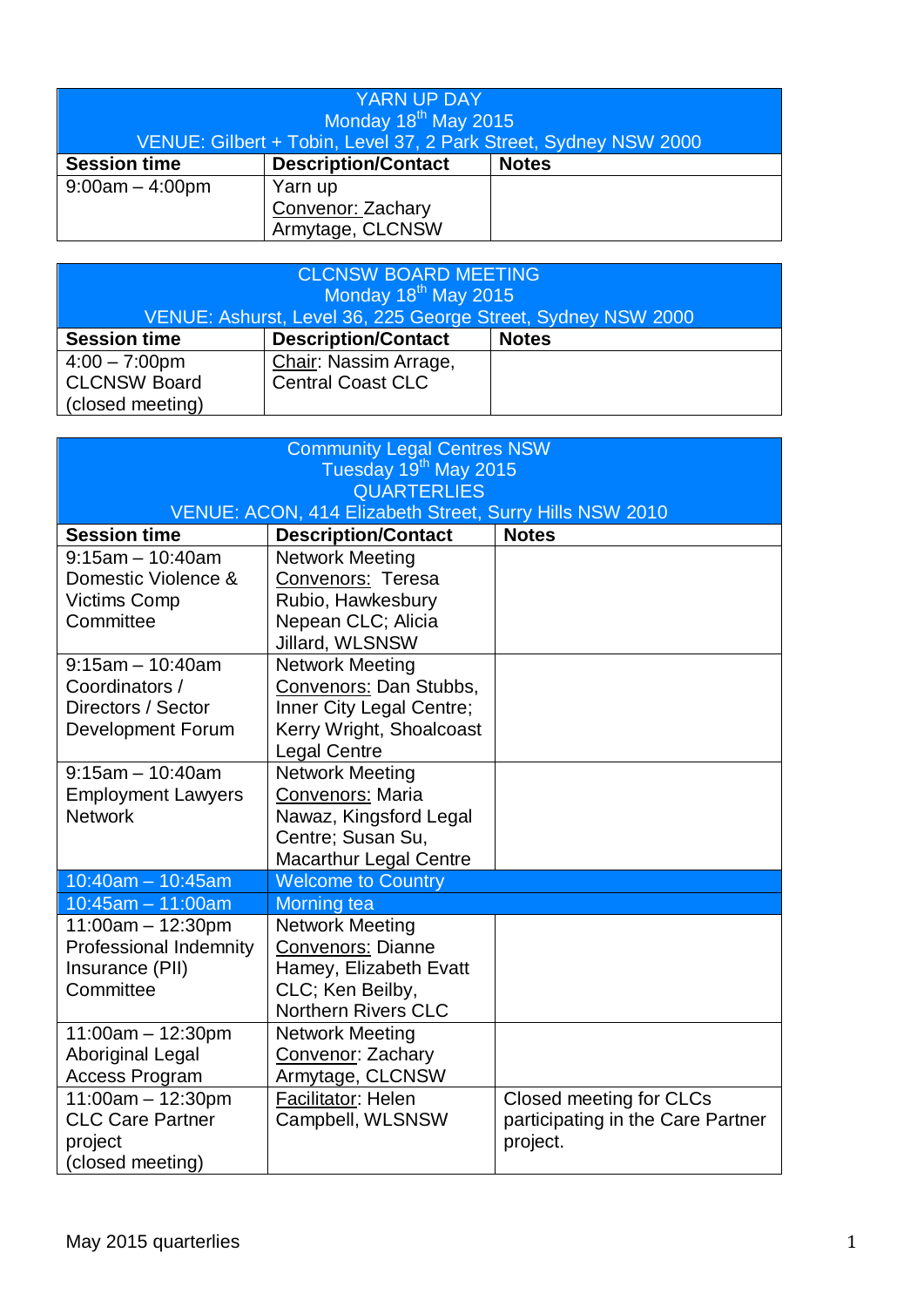| YARN UP DAY<br>Monday 18th May 2015<br>VENUE: Gilbert + Tobin, Level 37, 2 Park Street, Sydney NSW 2000 | | |
|---|---|---|
| **Session time** | **Description/Contact** | **Notes** |
| 9:00am – 4:00pm | Yarn up<br>Convenor: Zachary Armytage, CLCNSW | |

| CLCNSW BOARD MEETING<br>Monday 18th May 2015<br>VENUE: Ashurst, Level 36, 225 George Street, Sydney NSW 2000 | | |
|---|---|---|
| **Session time** | **Description/Contact** | **Notes** |
| 4:00 – 7:00pm<br>CLCNSW Board<br>(closed meeting) | Chair: Nassim Arrage, Central Coast CLC | |

| Community Legal Centres NSW<br>Tuesday 19th May 2015<br>QUARTERLIES<br>VENUE: ACON, 414 Elizabeth Street, Surry Hills NSW 2010 | | |
|---|---|---|
| **Session time** | **Description/Contact** | **Notes** |
| 9:15am – 10:40am<br>Domestic Violence & Victims Comp Committee | Network Meeting<br>Convenors: Teresa Rubio, Hawkesbury Nepean CLC; Alicia Jillard, WLSNSW | |
| 9:15am – 10:40am<br>Coordinators / Directors / Sector Development Forum | Network Meeting<br>Convenors: Dan Stubbs, Inner City Legal Centre; Kerry Wright, Shoalcoast Legal Centre | |
| 9:15am – 10:40am<br>Employment Lawyers Network | Network Meeting<br>Convenors: Maria Nawaz, Kingsford Legal Centre; Susan Su, Macarthur Legal Centre | |
| 10:40am – 10:45am | Welcome to Country | |
| 10:45am – 11:00am | Morning tea | |
| 11:00am – 12:30pm<br>Professional Indemnity Insurance (PII) Committee | Network Meeting<br>Convenors: Dianne Hamey, Elizabeth Evatt CLC; Ken Beilby, Northern Rivers CLC | |
| 11:00am – 12:30pm<br>Aboriginal Legal Access Program | Network Meeting<br>Convenor: Zachary Armytage, CLCNSW | |
| 11:00am – 12:30pm<br>CLC Care Partner project<br>(closed meeting) | Facilitator: Helen Campbell, WLSNSW | Closed meeting for CLCs participating in the Care Partner project. |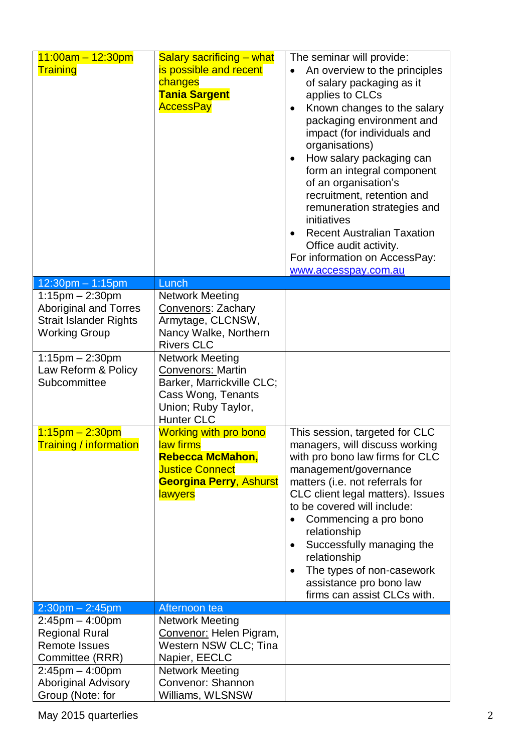| | | |
|---|---|---|
| 11:00am – 12:30pm Training | Salary sacrificing – what is possible and recent changes **Tania Sargent** AccessPay | The seminar will provide:<br>• An overview to the principles of salary packaging as it applies to CLCs<br>• Known changes to the salary packaging environment and impact (for individuals and organisations)<br>• How salary packaging can form an integral component of an organisation's recruitment, retention and remuneration strategies and initiatives<br>• Recent Australian Taxation Office audit activity.<br>For information on AccessPay: www.accesspay.com.au |
| 12:30pm – 1:15pm | Lunch | |
| 1:15pm – 2:30pm Aboriginal and Torres Strait Islander Rights Working Group | Network Meeting Convenors: Zachary Armytage, CLCNSW, Nancy Walke, Northern Rivers CLC | |
| 1:15pm – 2:30pm Law Reform & Policy Subcommittee | Network Meeting Convenors: Martin Barker, Marrickville CLC; Cass Wong, Tenants Union; Ruby Taylor, Hunter CLC | |
| 1:15pm – 2:30pm Training / information | Working with pro bono law firms **Rebecca McMahon,** Justice Connect **Georgina Perry**, Ashurst lawyers | This session, targeted for CLC managers, will discuss working with pro bono law firms for CLC management/governance matters (i.e. not referrals for CLC client legal matters). Issues to be covered will include:<br>• Commencing a pro bono relationship<br>• Successfully managing the relationship<br>• The types of non-casework assistance pro bono law firms can assist CLCs with. |
| 2:30pm – 2:45pm | Afternoon tea | |
| 2:45pm – 4:00pm Regional Rural Remote Issues Committee (RRR) | Network Meeting Convenor: Helen Pigram, Western NSW CLC; Tina Napier, EECLC | |
| 2:45pm – 4:00pm Aboriginal Advisory Group (Note: for | Network Meeting Convenor: Shannon Williams, WLSNSW | |

May 2015 quarterlies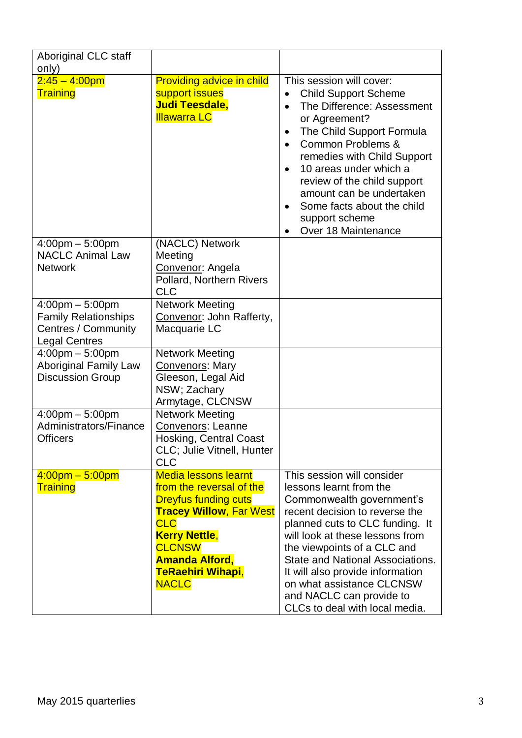| | | |
|---|---|---|
| Aboriginal CLC staff only) | | |
| 2:45 – 4:00pm Training | Providing advice in child support issues **Judi Teesdale,** Illawarra LC | This session will cover: <br>• Child Support Scheme <br>• The Difference: Assessment or Agreement? <br>• The Child Support Formula <br>• Common Problems & remedies with Child Support <br>• 10 areas under which a review of the child support amount can be undertaken <br>• Some facts about the child support scheme <br>• Over 18 Maintenance |
| 4:00pm – 5:00pm NACLC Animal Law Network | (NACLC) Network Meeting Convenor: Angela Pollard, Northern Rivers CLC | |
| 4:00pm – 5:00pm Family Relationships Centres / Community Legal Centres | Network Meeting Convenor: John Rafferty, Macquarie LC | |
| 4:00pm – 5:00pm Aboriginal Family Law Discussion Group | Network Meeting Convenors: Mary Gleeson, Legal Aid NSW; Zachary Armytage, CLCNSW | |
| 4:00pm – 5:00pm Administrators/Finance Officers | Network Meeting Convenors: Leanne Hosking, Central Coast CLC; Julie Vitnell, Hunter CLC | |
| 4:00pm – 5:00pm Training | Media lessons learnt from the reversal of the Dreyfus funding cuts **Tracey Willow**, Far West CLC **Kerry Nettle**, CLCNSW **Amanda Alford, TeRaehiri Wihapi**, NACLC | This session will consider lessons learnt from the Commonwealth government's recent decision to reverse the planned cuts to CLC funding. It will look at these lessons from the viewpoints of a CLC and State and National Associations. It will also provide information on what assistance CLCNSW and NACLC can provide to CLCs to deal with local media. |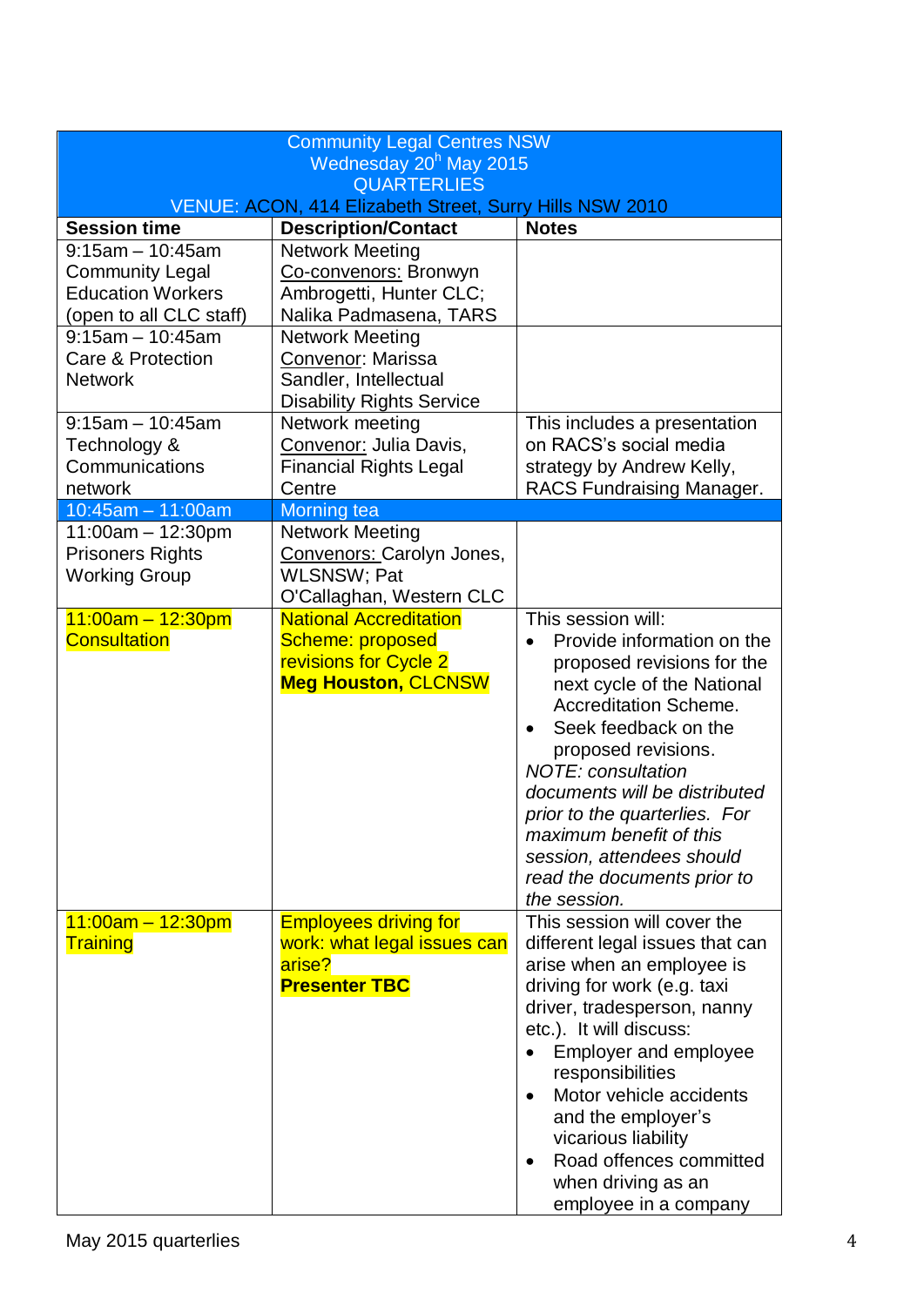| Community Legal Centres NSW<br>Wednesday 20h May 2015<br>QUARTERLIES<br>VENUE: ACON, 414 Elizabeth Street, Surry Hills NSW 2010 | | |
|---|---|---|
| **Session time** | **Description/Contact** | **Notes** |
| 9:15am – 10:45am Community Legal Education Workers (open to all CLC staff) | Network Meeting<br>Co-convenors: Bronwyn Ambrogetti, Hunter CLC; Nalika Padmasena, TARS | |
| 9:15am – 10:45am Care & Protection Network | Network Meeting<br>Convenor: Marissa Sandler, Intellectual Disability Rights Service | |
| 9:15am – 10:45am Technology & Communications network | Network meeting<br>Convenor: Julia Davis, Financial Rights Legal Centre | This includes a presentation on RACS's social media strategy by Andrew Kelly, RACS Fundraising Manager. |
| 10:45am – 11:00am | Morning tea | |
| 11:00am – 12:30pm Prisoners Rights Working Group | Network Meeting<br>Convenors: Carolyn Jones, WLSNSW; Pat O'Callaghan, Western CLC | |
| 11:00am – 12:30pm Consultation | National Accreditation Scheme: proposed revisions for Cycle 2<br>**Meg Houston,** CLCNSW | This session will:<br>• Provide information on the proposed revisions for the next cycle of the National Accreditation Scheme.<br>• Seek feedback on the proposed revisions.<br>*NOTE: consultation documents will be distributed prior to the quarterlies. For maximum benefit of this session, attendees should read the documents prior to the session.* |
| 11:00am – 12:30pm Training | Employees driving for work: what legal issues can arise?<br>**Presenter TBC** | This session will cover the different legal issues that can arise when an employee is driving for work (e.g. taxi driver, tradesperson, nanny etc.). It will discuss:<br>• Employer and employee responsibilities<br>• Motor vehicle accidents and the employer's vicarious liability<br>• Road offences committed when driving as an employee in a company |

May 2015 quarterlies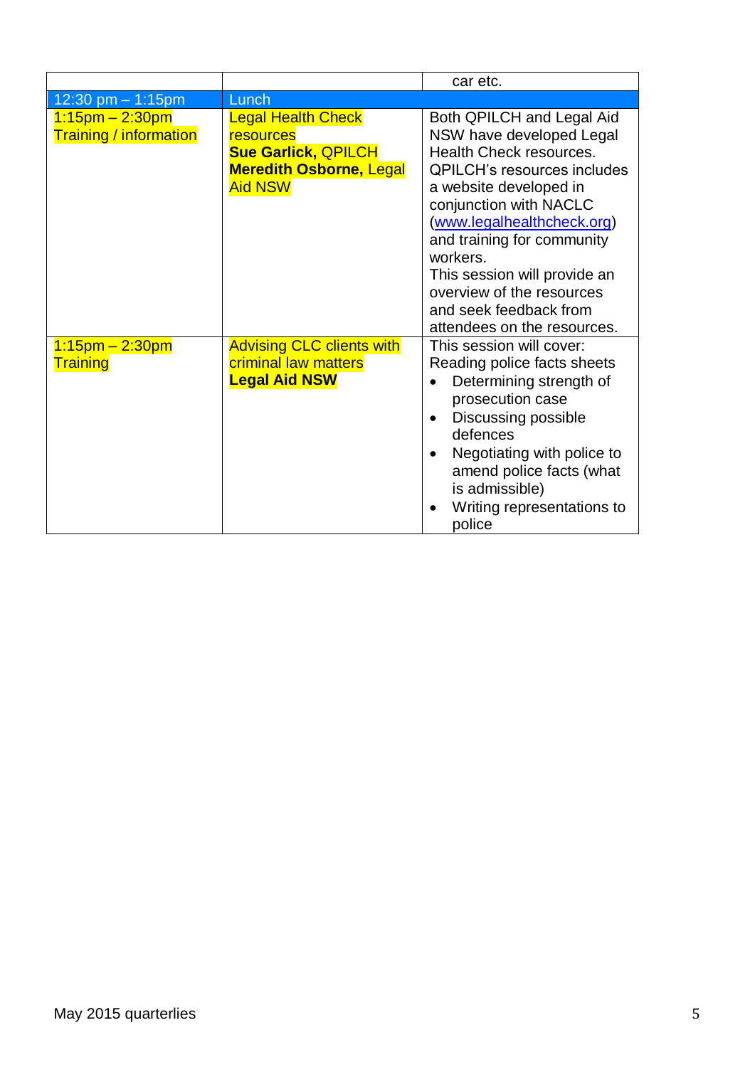| | | |
|---|---|---|
| | | car etc. |
| 12:30 pm – 1:15pm | Lunch | |
| 1:15pm – 2:30pm<br>Training / information | Legal Health Check resources<br>**Sue Garlick,** QPILCH<br>**Meredith Osborne,** Legal Aid NSW | Both QPILCH and Legal Aid NSW have developed Legal Health Check resources. QPILCH's resources includes a website developed in conjunction with NACLC (www.legalhealthcheck.org) and training for community workers.<br>This session will provide an overview of the resources and seek feedback from attendees on the resources. |
| 1:15pm – 2:30pm<br>Training | Advising CLC clients with criminal law matters<br>**Legal Aid NSW** | This session will cover:<br>Reading police facts sheets<br>• Determining strength of prosecution case<br>• Discussing possible defences<br>• Negotiating with police to amend police facts (what is admissible)<br>• Writing representations to police |

May 2015 quarterlies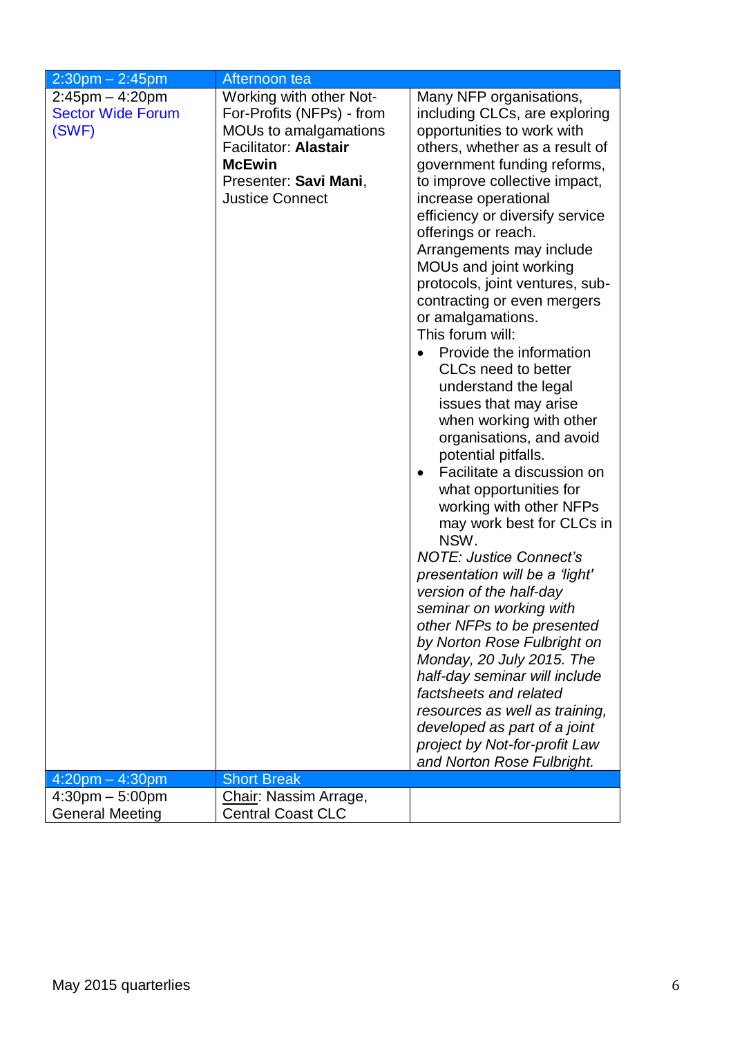| | | |
|---|---|---|
| 2:30pm – 2:45pm | Afternoon tea | |
| 2:45pm – 4:20pm<br>Sector Wide Forum (SWF) | Working with other Not-For-Profits (NFPs) - from MOUs to amalgamations<br>Facilitator: **Alastair McEwin**<br>Presenter: **Savi Mani**, Justice Connect | Many NFP organisations, including CLCs, are exploring opportunities to work with others, whether as a result of government funding reforms, to improve collective impact, increase operational efficiency or diversify service offerings or reach.<br>Arrangements may include MOUs and joint working protocols, joint ventures, sub-contracting or even mergers or amalgamations.<br>This forum will:<br>• Provide the information CLCs need to better understand the legal issues that may arise when working with other organisations, and avoid potential pitfalls.<br>• Facilitate a discussion on what opportunities for working with other NFPs may work best for CLCs in NSW.<br>*NOTE: Justice Connect's presentation will be a 'light' version of the half-day seminar on working with other NFPs to be presented by Norton Rose Fulbright on Monday, 20 July 2015. The half-day seminar will include factsheets and related resources as well as training, developed as part of a joint project by Not-for-profit Law and Norton Rose Fulbright.* |
| 4:20pm – 4:30pm | Short Break | |
| 4:30pm – 5:00pm<br>General Meeting | Chair: Nassim Arrage, Central Coast CLC | |

May 2015 quarterlies